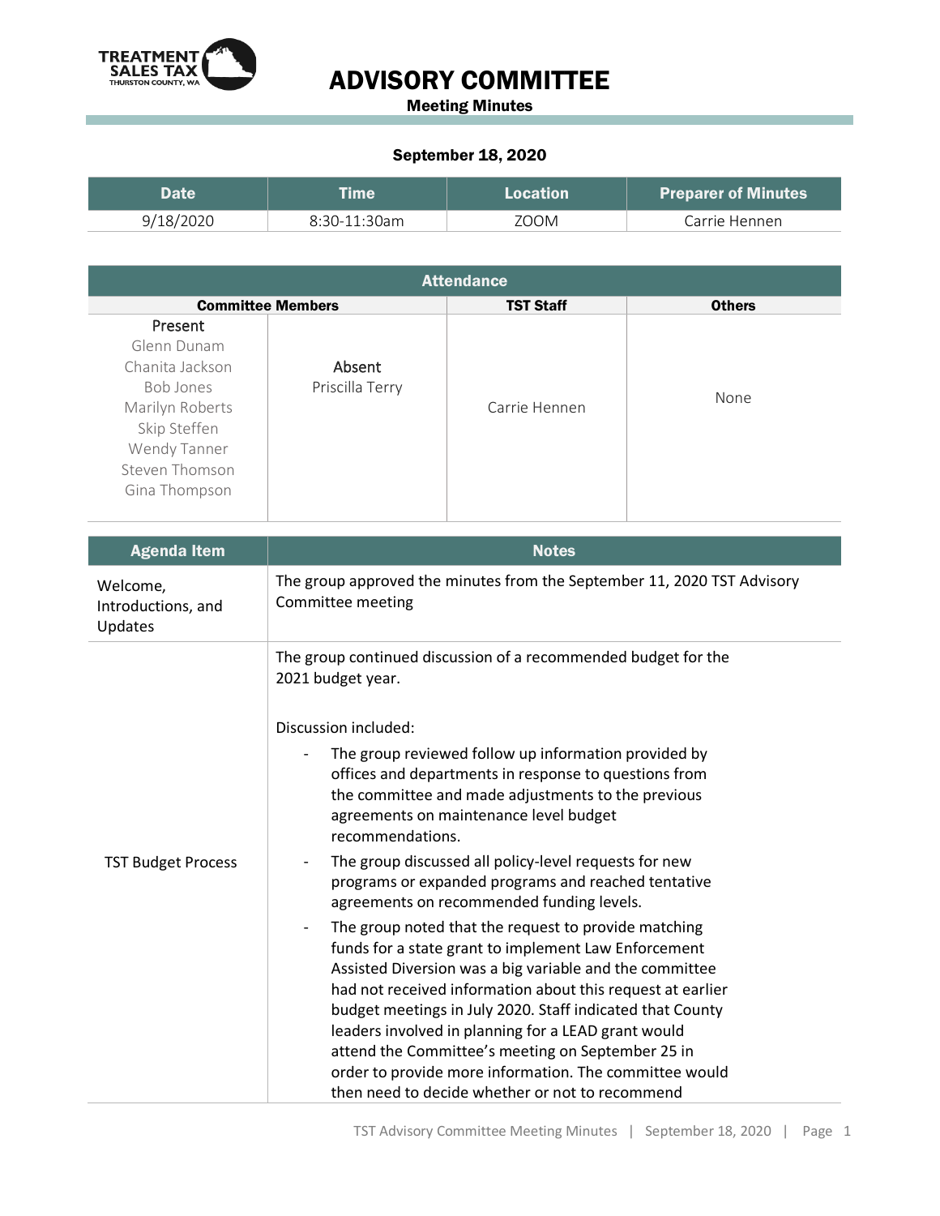# ADVISORY COMMITTEE

**Meeting Minutes**

**September 18, 2020**

| Date | Time | Location | Preparer of Minutes |
|---|---|---|---|
| 9/18/2020 | 8:30-11:30am | ZOOM | Carrie Hennen |

| Attendance | | | |
|---|---|---|---|
| **Committee Members** | | **TST Staff** | **Others** |
| Present<br>Glenn Dunam<br>Chanita Jackson<br>Bob Jones<br>Marilyn Roberts<br>Skip Steffen<br>Wendy Tanner<br>Steven Thomson<br>Gina Thompson | Absent<br>Priscilla Terry | Carrie Hennen | None |

| Agenda Item | Notes |
|---|---|
| Welcome, Introductions, and Updates | The group approved the minutes from the September 11, 2020 TST Advisory Committee meeting |
| TST Budget Process | The group continued discussion of a recommended budget for the 2021 budget year.<br><br>Discussion included:<br>- The group reviewed follow up information provided by offices and departments in response to questions from the committee and made adjustments to the previous agreements on maintenance level budget recommendations.<br>- The group discussed all policy-level requests for new programs or expanded programs and reached tentative agreements on recommended funding levels.<br>- The group noted that the request to provide matching funds for a state grant to implement Law Enforcement Assisted Diversion was a big variable and the committee had not received information about this request at earlier budget meetings in July 2020. Staff indicated that County leaders involved in planning for a LEAD grant would attend the Committee's meeting on September 25 in order to provide more information. The committee would then need to decide whether or not to recommend |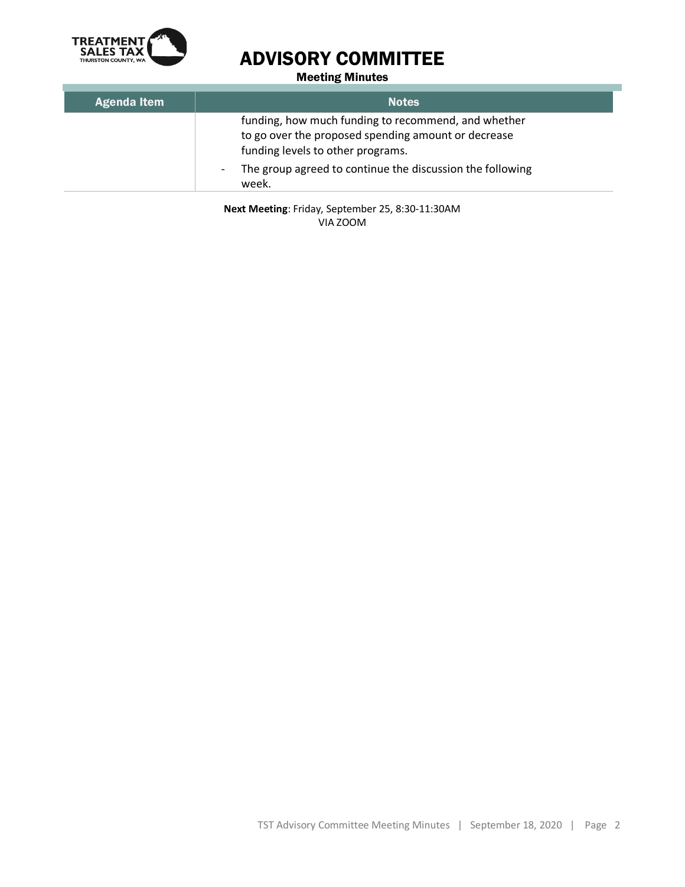| Agenda Item | Notes |
|---|---|
| | funding, how much funding to recommend, and whether to go over the proposed spending amount or decrease funding levels to other programs.<br>- The group agreed to continue the discussion the following week. |

**Next Meeting**: Friday, September 25, 8:30-11:30AM
VIA ZOOM